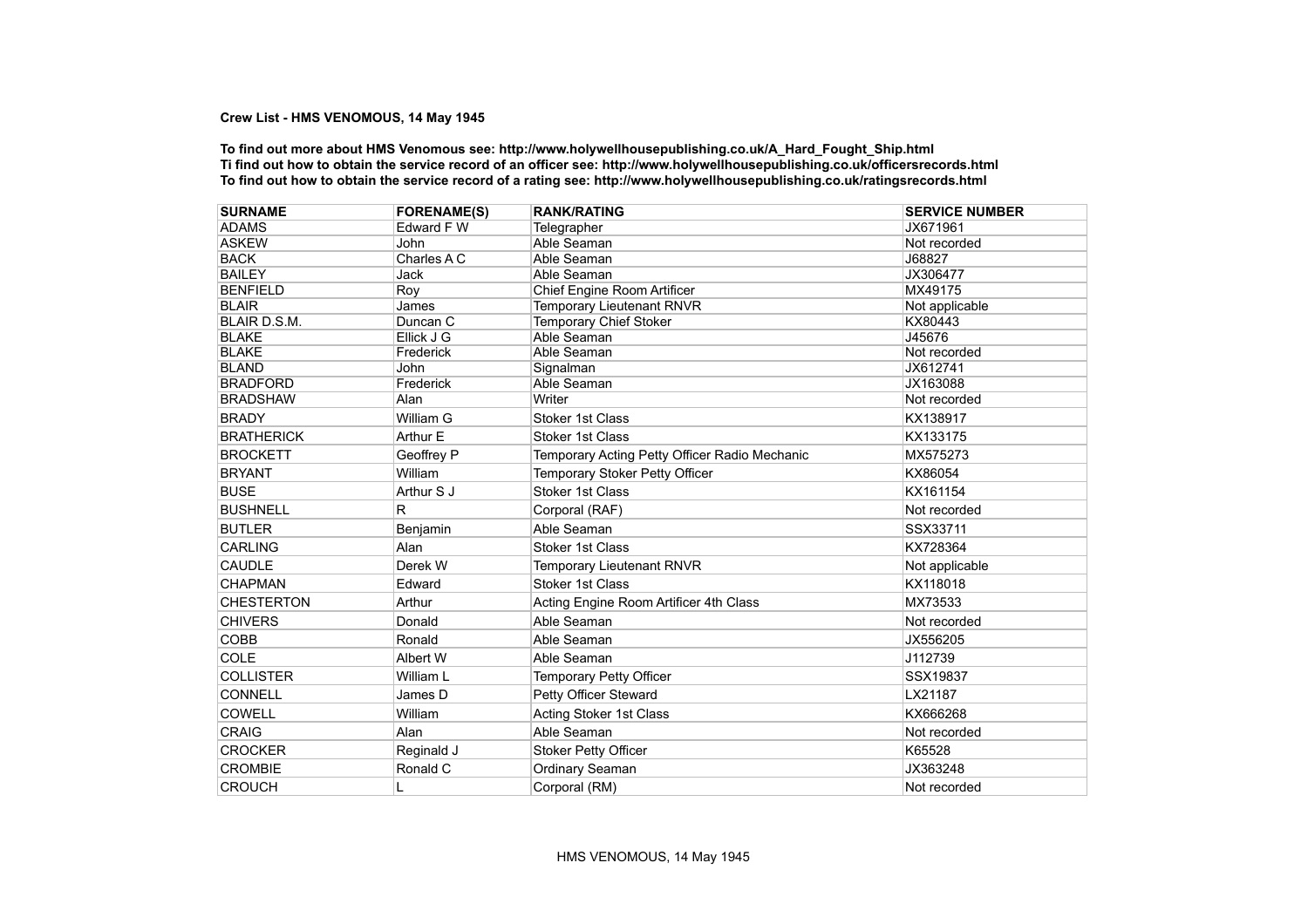**Crew List - HMS VENOMOUS, 14 May 1945**

**To find out more about HMS Venomous see: http://www.holywellhousepublishing.co.uk/A_Hard_Fought_Ship.html**
**Ti find out how to obtain the service record of an officer see: http://www.holywellhousepublishing.co.uk/officersrecords.html**
**To find out how to obtain the service record of a rating see: http://www.holywellhousepublishing.co.uk/ratingsrecords.html**

| SURNAME | FORENAME(S) | RANK/RATING | SERVICE NUMBER |
|---|---|---|---|
| ADAMS | Edward F W | Telegrapher | JX671961 |
| ASKEW | John | Able Seaman | Not recorded |
| BACK | Charles A C | Able Seaman | J68827 |
| BAILEY | Jack | Able Seaman | JX306477 |
| BENFIELD | Roy | Chief Engine Room Artificer | MX49175 |
| BLAIR | James | Temporary Lieutenant RNVR | Not applicable |
| BLAIR D.S.M. | Duncan C | Temporary Chief Stoker | KX80443 |
| BLAKE | Ellick J G | Able Seaman | J45676 |
| BLAKE | Frederick | Able Seaman | Not recorded |
| BLAND | John | Signalman | JX612741 |
| BRADFORD | Frederick | Able Seaman | JX163088 |
| BRADSHAW | Alan | Writer | Not recorded |
| BRADY | William G | Stoker 1st Class | KX138917 |
| BRATHERICK | Arthur E | Stoker 1st Class | KX133175 |
| BROCKETT | Geoffrey P | Temporary Acting Petty Officer Radio Mechanic | MX575273 |
| BRYANT | William | Temporary Stoker Petty Officer | KX86054 |
| BUSE | Arthur S J | Stoker 1st Class | KX161154 |
| BUSHNELL | R | Corporal (RAF) | Not recorded |
| BUTLER | Benjamin | Able Seaman | SSX33711 |
| CARLING | Alan | Stoker 1st Class | KX728364 |
| CAUDLE | Derek W | Temporary Lieutenant RNVR | Not applicable |
| CHAPMAN | Edward | Stoker 1st Class | KX118018 |
| CHESTERTON | Arthur | Acting Engine Room Artificer 4th Class | MX73533 |
| CHIVERS | Donald | Able Seaman | Not recorded |
| COBB | Ronald | Able Seaman | JX556205 |
| COLE | Albert W | Able Seaman | J112739 |
| COLLISTER | William L | Temporary Petty Officer | SSX19837 |
| CONNELL | James D | Petty Officer Steward | LX21187 |
| COWELL | William | Acting Stoker 1st Class | KX666268 |
| CRAIG | Alan | Able Seaman | Not recorded |
| CROCKER | Reginald J | Stoker Petty Officer | K65528 |
| CROMBIE | Ronald C | Ordinary Seaman | JX363248 |
| CROUCH | L | Corporal (RM) | Not recorded |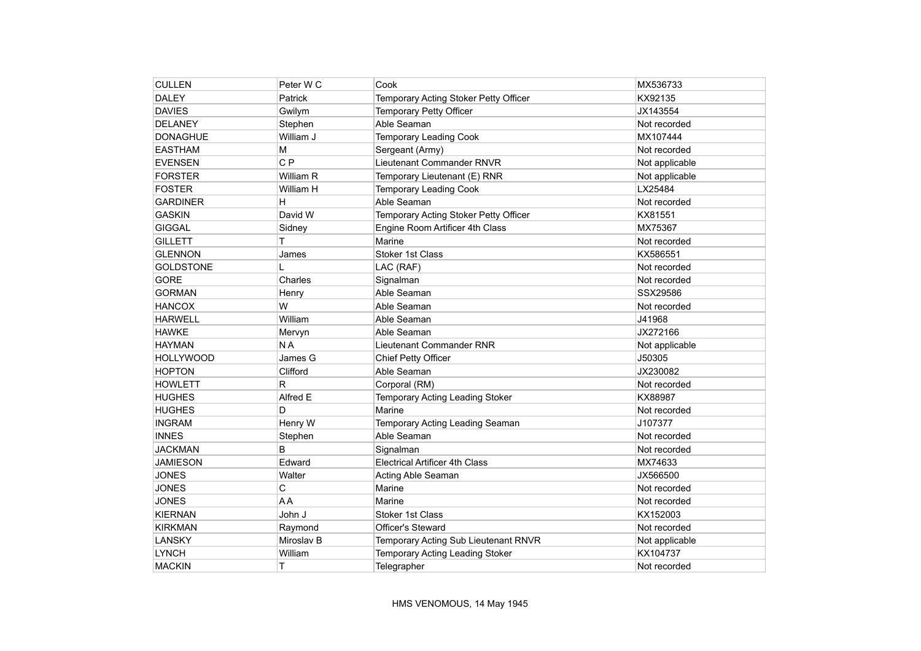| CULLEN | Peter W C | Cook | MX536733 |
| --- | --- | --- | --- |
| DALEY | Patrick | Temporary Acting Stoker Petty Officer | KX92135 |
| DAVIES | Gwilym | Temporary Petty Officer | JX143554 |
| DELANEY | Stephen | Able Seaman | Not recorded |
| DONAGHUE | William J | Temporary Leading Cook | MX107444 |
| EASTHAM | M | Sergeant (Army) | Not recorded |
| EVENSEN | C P | Lieutenant Commander RNVR | Not applicable |
| FORSTER | William R | Temporary Lieutenant (E) RNR | Not applicable |
| FOSTER | William H | Temporary Leading Cook | LX25484 |
| GARDINER | H | Able Seaman | Not recorded |
| GASKIN | David W | Temporary Acting Stoker Petty Officer | KX81551 |
| GIGGAL | Sidney | Engine Room Artificer 4th Class | MX75367 |
| GILLETT | T | Marine | Not recorded |
| GLENNON | James | Stoker 1st Class | KX586551 |
| GOLDSTONE | L | LAC (RAF) | Not recorded |
| GORE | Charles | Signalman | Not recorded |
| GORMAN | Henry | Able Seaman | SSX29586 |
| HANCOX | W | Able Seaman | Not recorded |
| HARWELL | William | Able Seaman | J41968 |
| HAWKE | Mervyn | Able Seaman | JX272166 |
| HAYMAN | N A | Lieutenant Commander RNR | Not applicable |
| HOLLYWOOD | James G | Chief Petty Officer | J50305 |
| HOPTON | Clifford | Able Seaman | JX230082 |
| HOWLETT | R | Corporal (RM) | Not recorded |
| HUGHES | Alfred E | Temporary Acting Leading Stoker | KX88987 |
| HUGHES | D | Marine | Not recorded |
| INGRAM | Henry W | Temporary Acting Leading Seaman | J107377 |
| INNES | Stephen | Able Seaman | Not recorded |
| JACKMAN | B | Signalman | Not recorded |
| JAMIESON | Edward | Electrical Artificer 4th Class | MX74633 |
| JONES | Walter | Acting Able Seaman | JX566500 |
| JONES | C | Marine | Not recorded |
| JONES | A A | Marine | Not recorded |
| KIERNAN | John J | Stoker 1st Class | KX152003 |
| KIRKMAN | Raymond | Officer's Steward | Not recorded |
| LANSKY | Miroslav B | Temporary Acting Sub Lieutenant RNVR | Not applicable |
| LYNCH | William | Temporary Acting Leading Stoker | KX104737 |
| MACKIN | T | Telegrapher | Not recorded |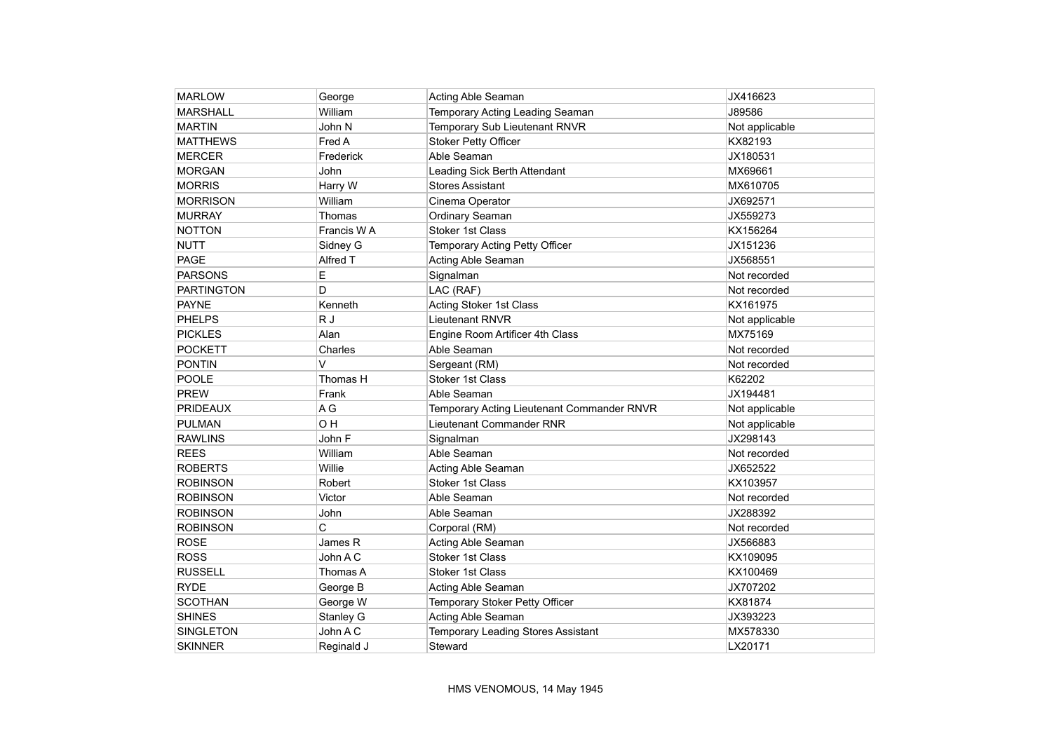| MARLOW | George | Acting Able Seaman | JX416623 |
|---|---|---|---|
| MARSHALL | William | Temporary Acting Leading Seaman | J89586 |
| MARTIN | John N | Temporary Sub Lieutenant RNVR | Not applicable |
| MATTHEWS | Fred A | Stoker Petty Officer | KX82193 |
| MERCER | Frederick | Able Seaman | JX180531 |
| MORGAN | John | Leading Sick Berth Attendant | MX69661 |
| MORRIS | Harry W | Stores Assistant | MX610705 |
| MORRISON | William | Cinema Operator | JX692571 |
| MURRAY | Thomas | Ordinary Seaman | JX559273 |
| NOTTON | Francis W A | Stoker 1st Class | KX156264 |
| NUTT | Sidney G | Temporary Acting Petty Officer | JX151236 |
| PAGE | Alfred T | Acting Able Seaman | JX568551 |
| PARSONS | E | Signalman | Not recorded |
| PARTINGTON | D | LAC (RAF) | Not recorded |
| PAYNE | Kenneth | Acting Stoker 1st Class | KX161975 |
| PHELPS | R J | Lieutenant RNVR | Not applicable |
| PICKLES | Alan | Engine Room Artificer 4th Class | MX75169 |
| POCKETT | Charles | Able Seaman | Not recorded |
| PONTIN | V | Sergeant (RM) | Not recorded |
| POOLE | Thomas H | Stoker 1st Class | K62202 |
| PREW | Frank | Able Seaman | JX194481 |
| PRIDEAUX | A G | Temporary Acting Lieutenant Commander RNVR | Not applicable |
| PULMAN | O H | Lieutenant Commander RNR | Not applicable |
| RAWLINS | John F | Signalman | JX298143 |
| REES | William | Able Seaman | Not recorded |
| ROBERTS | Willie | Acting Able Seaman | JX652522 |
| ROBINSON | Robert | Stoker 1st Class | KX103957 |
| ROBINSON | Victor | Able Seaman | Not recorded |
| ROBINSON | John | Able Seaman | JX288392 |
| ROBINSON | C | Corporal (RM) | Not recorded |
| ROSE | James R | Acting Able Seaman | JX566883 |
| ROSS | John A C | Stoker 1st Class | KX109095 |
| RUSSELL | Thomas A | Stoker 1st Class | KX100469 |
| RYDE | George B | Acting Able Seaman | JX707202 |
| SCOTHAN | George W | Temporary Stoker Petty Officer | KX81874 |
| SHINES | Stanley G | Acting Able Seaman | JX393223 |
| SINGLETON | John A C | Temporary Leading Stores Assistant | MX578330 |
| SKINNER | Reginald J | Steward | LX20171 |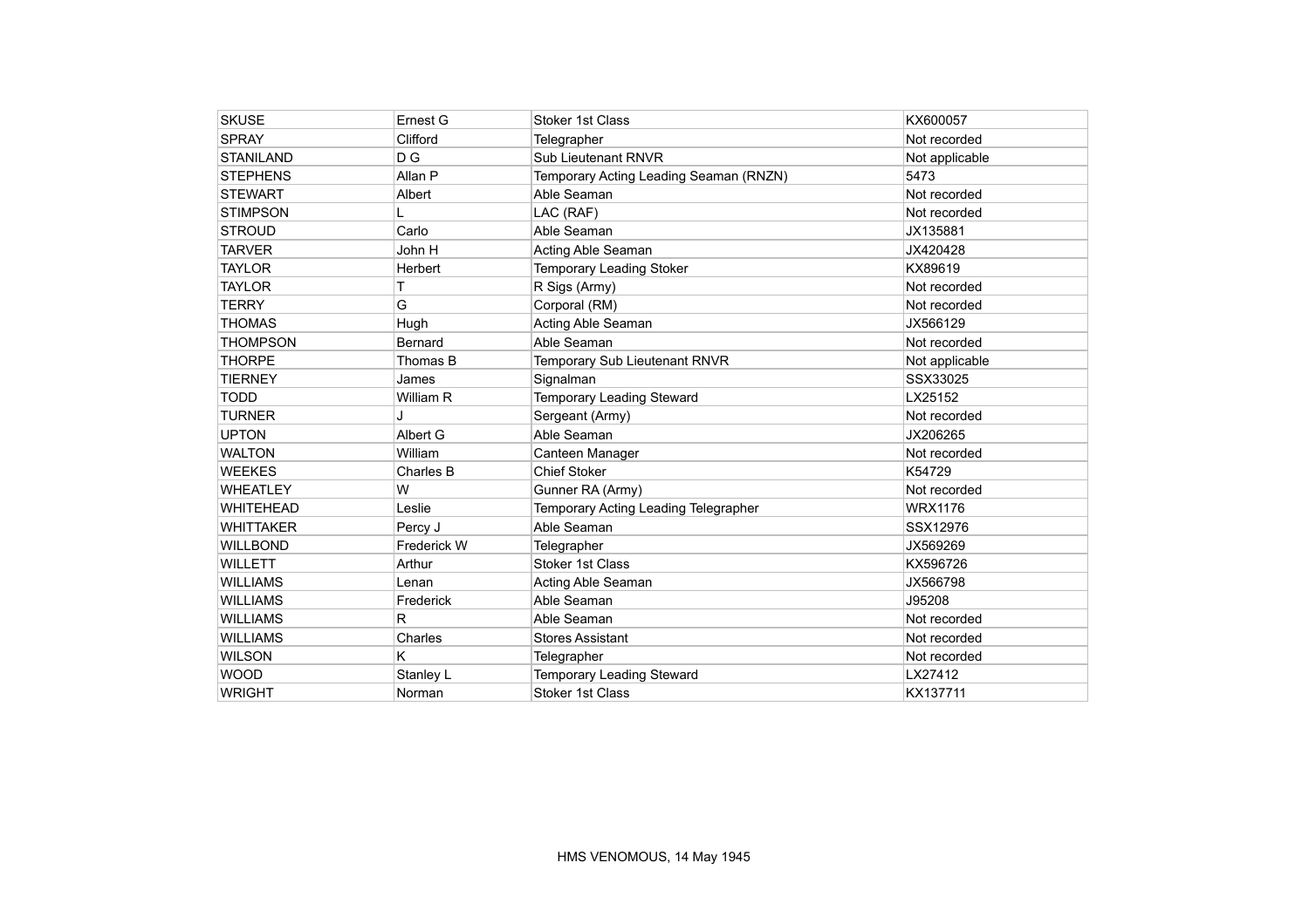| | | | |
|---|---|---|---|
| SKUSE | Ernest G | Stoker 1st Class | KX600057 |
| SPRAY | Clifford | Telegrapher | Not recorded |
| STANILAND | D G | Sub Lieutenant RNVR | Not applicable |
| STEPHENS | Allan P | Temporary Acting Leading Seaman (RNZN) | 5473 |
| STEWART | Albert | Able Seaman | Not recorded |
| STIMPSON | L | LAC (RAF) | Not recorded |
| STROUD | Carlo | Able Seaman | JX135881 |
| TARVER | John H | Acting Able Seaman | JX420428 |
| TAYLOR | Herbert | Temporary Leading Stoker | KX89619 |
| TAYLOR | T | R Sigs (Army) | Not recorded |
| TERRY | G | Corporal (RM) | Not recorded |
| THOMAS | Hugh | Acting Able Seaman | JX566129 |
| THOMPSON | Bernard | Able Seaman | Not recorded |
| THORPE | Thomas B | Temporary Sub Lieutenant RNVR | Not applicable |
| TIERNEY | James | Signalman | SSX33025 |
| TODD | William R | Temporary Leading Steward | LX25152 |
| TURNER | J | Sergeant (Army) | Not recorded |
| UPTON | Albert G | Able Seaman | JX206265 |
| WALTON | William | Canteen Manager | Not recorded |
| WEEKES | Charles B | Chief Stoker | K54729 |
| WHEATLEY | W | Gunner RA (Army) | Not recorded |
| WHITEHEAD | Leslie | Temporary Acting Leading Telegrapher | WRX1176 |
| WHITTAKER | Percy J | Able Seaman | SSX12976 |
| WILLBOND | Frederick W | Telegrapher | JX569269 |
| WILLETT | Arthur | Stoker 1st Class | KX596726 |
| WILLIAMS | Lenan | Acting Able Seaman | JX566798 |
| WILLIAMS | Frederick | Able Seaman | J95208 |
| WILLIAMS | R | Able Seaman | Not recorded |
| WILLIAMS | Charles | Stores Assistant | Not recorded |
| WILSON | K | Telegrapher | Not recorded |
| WOOD | Stanley L | Temporary Leading Steward | LX27412 |
| WRIGHT | Norman | Stoker 1st Class | KX137711 |